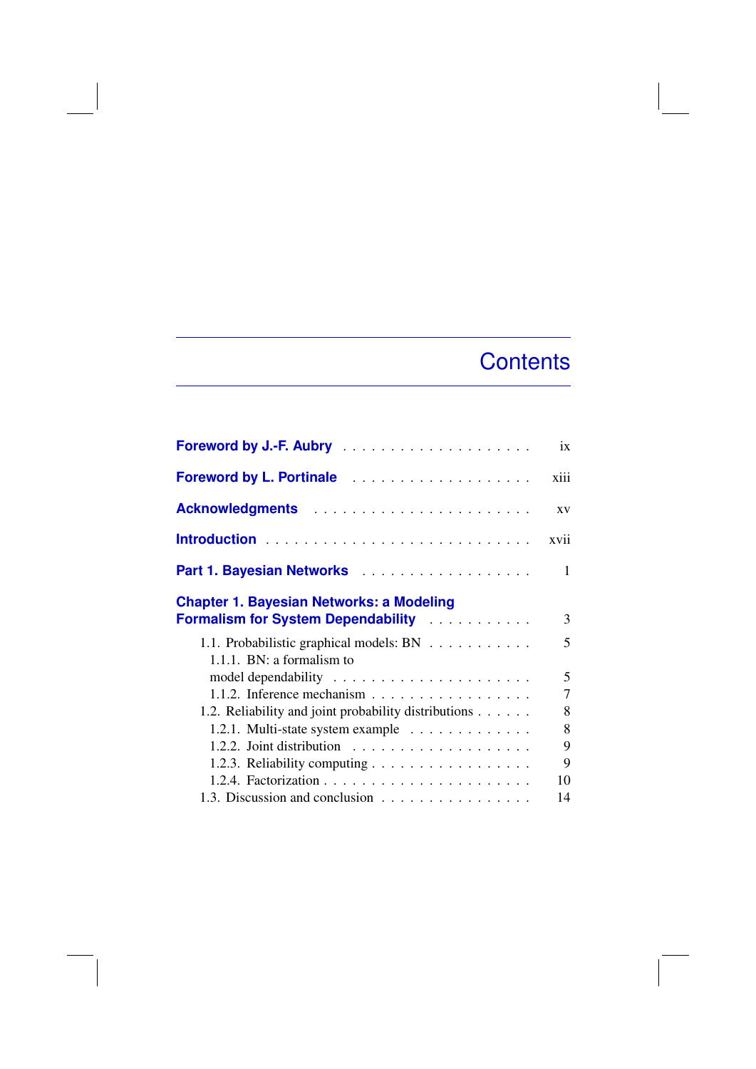# Contents

**Foreword by J.-F. Aubry** . . . . . . . . . . . . . . . . . . . . ix

**Foreword by L. Portinale** . . . . . . . . . . . . . . . . . . . xiii

**Acknowledgments** . . . . . . . . . . . . . . . . . . . . . . xv

**Introduction** . . . . . . . . . . . . . . . . . . . . . . . . . . xvii

**Part 1. Bayesian Networks** . . . . . . . . . . . . . . . . . . 1

**Chapter 1. Bayesian Networks: a Modeling Formalism for System Dependability** . . . . . . . . . . . 3

- 1.1. Probabilistic graphical models: BN . . . . . . . . . . . 5
  - 1.1.1. BN: a formalism to model dependability . . . . . . . . . . . . . . . . . . . . . 5
  - 1.1.2. Inference mechanism . . . . . . . . . . . . . . . . . 7
- 1.2. Reliability and joint probability distributions . . . . . . 8
  - 1.2.1. Multi-state system example . . . . . . . . . . . . . 8
  - 1.2.2. Joint distribution . . . . . . . . . . . . . . . . . . . 9
  - 1.2.3. Reliability computing . . . . . . . . . . . . . . . . . 9
  - 1.2.4. Factorization . . . . . . . . . . . . . . . . . . . . . 10
- 1.3. Discussion and conclusion . . . . . . . . . . . . . . . . 14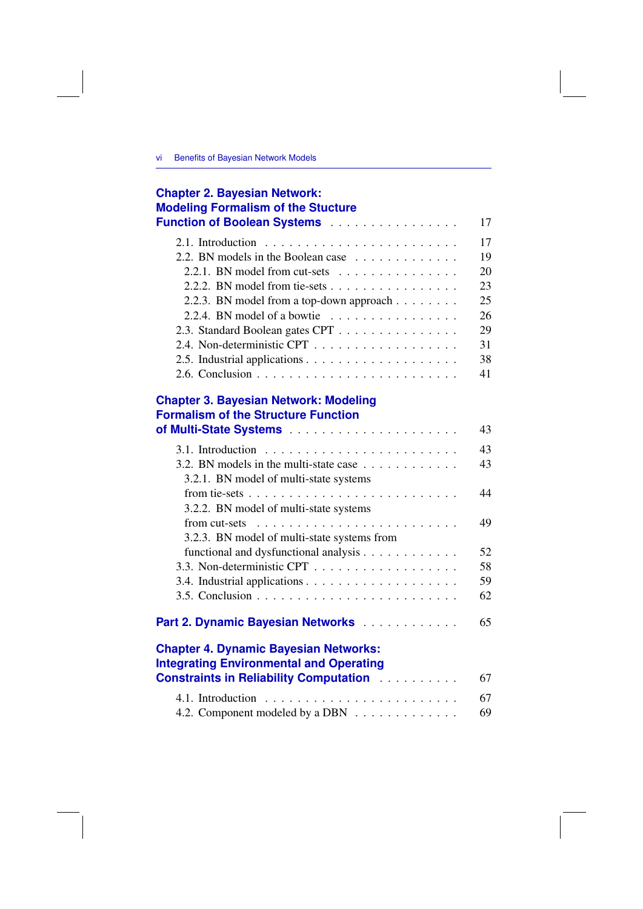**Chapter 2. Bayesian Network: Modeling Formalism of the Stucture Function of Boolean Systems** . . . . . . . . . . . . . . . . 17

- 2.1. Introduction . . . . . . . . . . . . . . . . . . . . . . . . 17
- 2.2. BN models in the Boolean case . . . . . . . . . . . . . 19
  - 2.2.1. BN model from cut-sets . . . . . . . . . . . . . . 20
  - 2.2.2. BN model from tie-sets . . . . . . . . . . . . . . . 23
  - 2.2.3. BN model from a top-down approach . . . . . . . . 25
  - 2.2.4. BN model of a bowtie . . . . . . . . . . . . . . . . 26
- 2.3. Standard Boolean gates CPT . . . . . . . . . . . . . . 29
- 2.4. Non-deterministic CPT . . . . . . . . . . . . . . . . . 31
- 2.5. Industrial applications . . . . . . . . . . . . . . . . . . 38
- 2.6. Conclusion . . . . . . . . . . . . . . . . . . . . . . . . 41

**Chapter 3. Bayesian Network: Modeling Formalism of the Structure Function of Multi-State Systems** . . . . . . . . . . . . . . . . . . . . 43

- 3.1. Introduction . . . . . . . . . . . . . . . . . . . . . . . . 43
- 3.2. BN models in the multi-state case . . . . . . . . . . . . 43
  - 3.2.1. BN model of multi-state systems from tie-sets . . . . . . . . . . . . . . . . . . . . . . . . 44
  - 3.2.2. BN model of multi-state systems from cut-sets . . . . . . . . . . . . . . . . . . . . . . . . 49
  - 3.2.3. BN model of multi-state systems from functional and dysfunctional analysis . . . . . . . . . . . 52
- 3.3. Non-deterministic CPT . . . . . . . . . . . . . . . . . 58
- 3.4. Industrial applications . . . . . . . . . . . . . . . . . . 59
- 3.5. Conclusion . . . . . . . . . . . . . . . . . . . . . . . . 62

**Part 2. Dynamic Bayesian Networks** . . . . . . . . . . . . 65

**Chapter 4. Dynamic Bayesian Networks: Integrating Environmental and Operating Constraints in Reliability Computation** . . . . . . . . . . 67

- 4.1. Introduction . . . . . . . . . . . . . . . . . . . . . . . . 67
- 4.2. Component modeled by a DBN . . . . . . . . . . . . . 69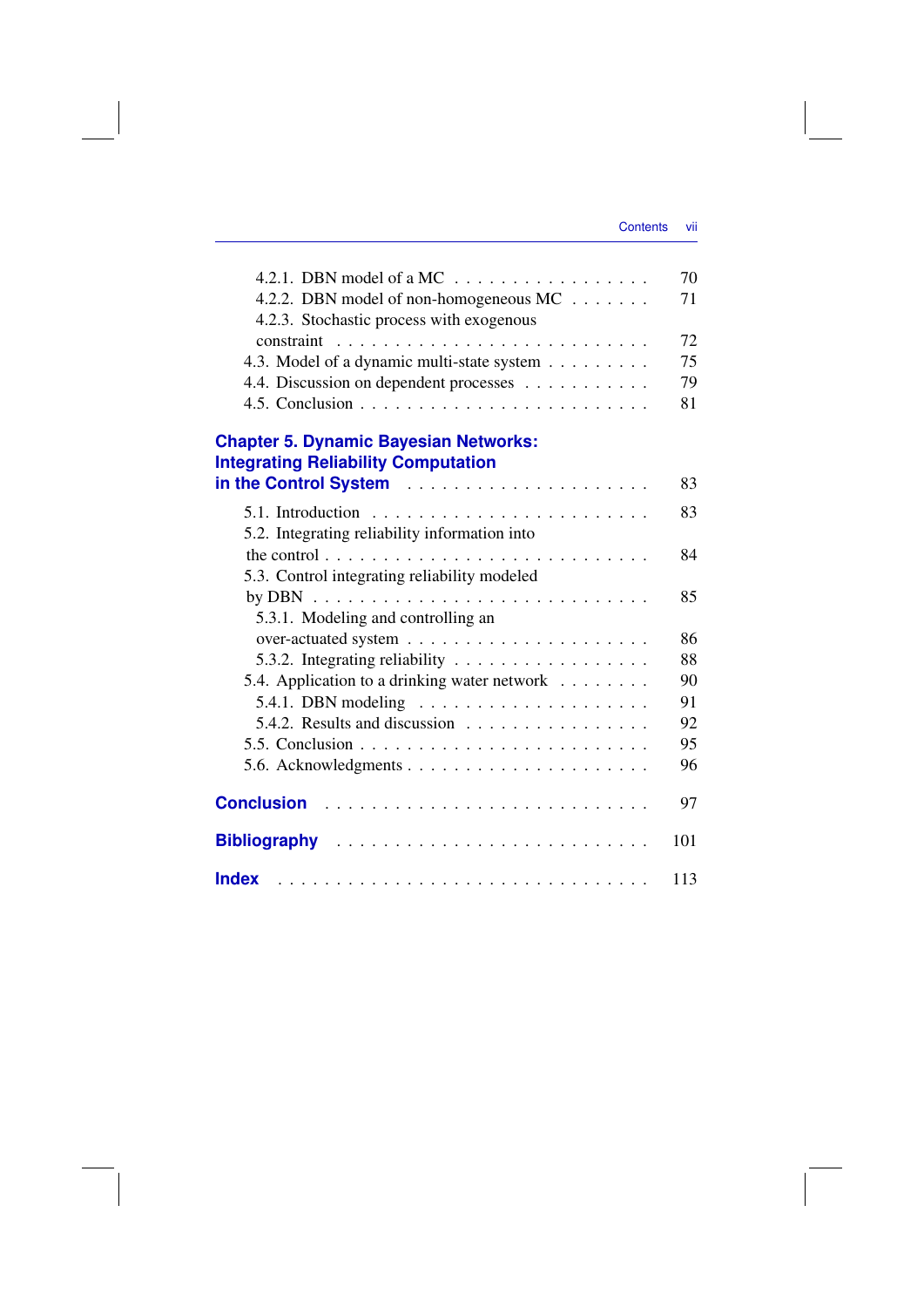4.2.1. DBN model of a MC . . . . . . . . . . . . . . . . . 70
4.2.2. DBN model of non-homogeneous MC . . . . . . . 71
4.2.3. Stochastic process with exogenous constraint . . . . . . . . . . . . . . . . . . . . . . . . 72
4.3. Model of a dynamic multi-state system . . . . . . . . . 75
4.4. Discussion on dependent processes . . . . . . . . . . . 79
4.5. Conclusion . . . . . . . . . . . . . . . . . . . . . . . . 81

**Chapter 5. Dynamic Bayesian Networks: Integrating Reliability Computation in the Control System** . . . . . . . . . . . . . . . . . . . . 83

5.1. Introduction . . . . . . . . . . . . . . . . . . . . . . . 83
5.2. Integrating reliability information into the control . . . . . . . . . . . . . . . . . . . . . . . . . . 84
5.3. Control integrating reliability modeled by DBN . . . . . . . . . . . . . . . . . . . . . . . . . . 85
5.3.1. Modeling and controlling an over-actuated system . . . . . . . . . . . . . . . . . . . . 86
5.3.2. Integrating reliability . . . . . . . . . . . . . . . . . 88
5.4. Application to a drinking water network . . . . . . . . 90
5.4.1. DBN modeling . . . . . . . . . . . . . . . . . . . . 91
5.4.2. Results and discussion . . . . . . . . . . . . . . . . 92
5.5. Conclusion . . . . . . . . . . . . . . . . . . . . . . . . 95
5.6. Acknowledgments . . . . . . . . . . . . . . . . . . . . 96

**Conclusion** . . . . . . . . . . . . . . . . . . . . . . . . . . 97

**Bibliography** . . . . . . . . . . . . . . . . . . . . . . . . . 101

**Index** . . . . . . . . . . . . . . . . . . . . . . . . . . . . . 113